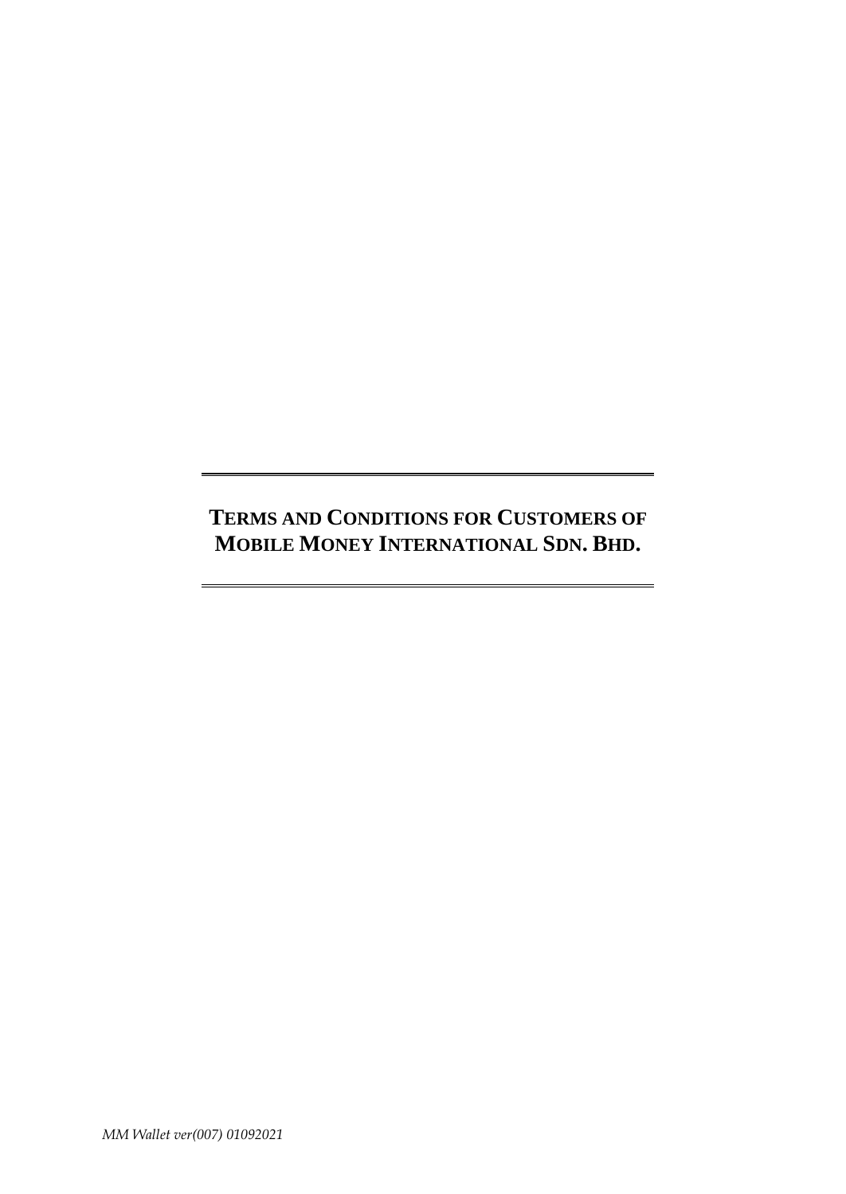# TERMS AND CONDITIONS FOR CUSTOMERS OF MOBILE MONEY INTERNATIONAL SDN. BHD.

*MM Wallet ver(007) 01092021*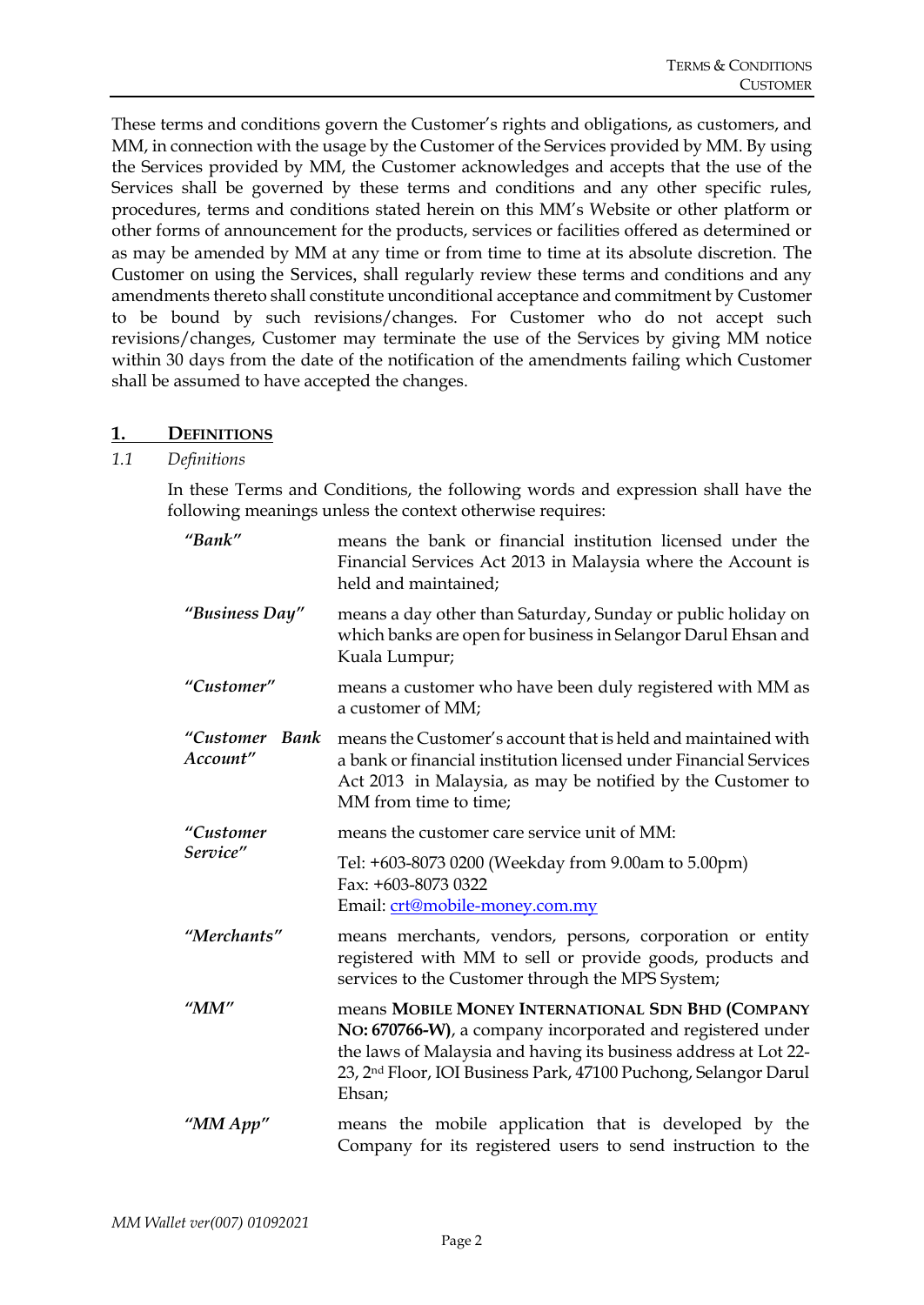These terms and conditions govern the Customer's rights and obligations, as customers, and MM, in connection with the usage by the Customer of the Services provided by MM. By using the Services provided by MM, the Customer acknowledges and accepts that the use of the Services shall be governed by these terms and conditions and any other specific rules, procedures, terms and conditions stated herein on this MM's Website or other platform or other forms of announcement for the products, services or facilities offered as determined or as may be amended by MM at any time or from time to time at its absolute discretion. The Customer on using the Services, shall regularly review these terms and conditions and any amendments thereto shall constitute unconditional acceptance and commitment by Customer to be bound by such revisions/changes. For Customer who do not accept such revisions/changes, Customer may terminate the use of the Services by giving MM notice within 30 days from the date of the notification of the amendments failing which Customer shall be assumed to have accepted the changes.

## 1. DEFINITIONS

*1.1 Definitions*

In these Terms and Conditions, the following words and expression shall have the following meanings unless the context otherwise requires:

| | |
|---|---|
| ***"Bank"*** | means the bank or financial institution licensed under the Financial Services Act 2013 in Malaysia where the Account is held and maintained; |
| ***"Business Day"*** | means a day other than Saturday, Sunday or public holiday on which banks are open for business in Selangor Darul Ehsan and Kuala Lumpur; |
| ***"Customer"*** | means a customer who have been duly registered with MM as a customer of MM; |
| ***"Customer Bank Account"*** | means the Customer's account that is held and maintained with a bank or financial institution licensed under Financial Services Act 2013 in Malaysia, as may be notified by the Customer to MM from time to time; |
| ***"Customer Service"*** | means the customer care service unit of MM:<br><br>Tel: +603-8073 0200 (Weekday from 9.00am to 5.00pm)<br>Fax: +603-8073 0322<br>Email: crt@mobile-money.com.my |
| ***"Merchants"*** | means merchants, vendors, persons, corporation or entity registered with MM to sell or provide goods, products and services to the Customer through the MPS System; |
| ***"MM"*** | means **MOBILE MONEY INTERNATIONAL SDN BHD (COMPANY NO: 670766-W)**, a company incorporated and registered under the laws of Malaysia and having its business address at Lot 22-23, 2nd Floor, IOI Business Park, 47100 Puchong, Selangor Darul Ehsan; |
| ***"MM App"*** | means the mobile application that is developed by the Company for its registered users to send instruction to the |

*MM Wallet ver(007) 01092021*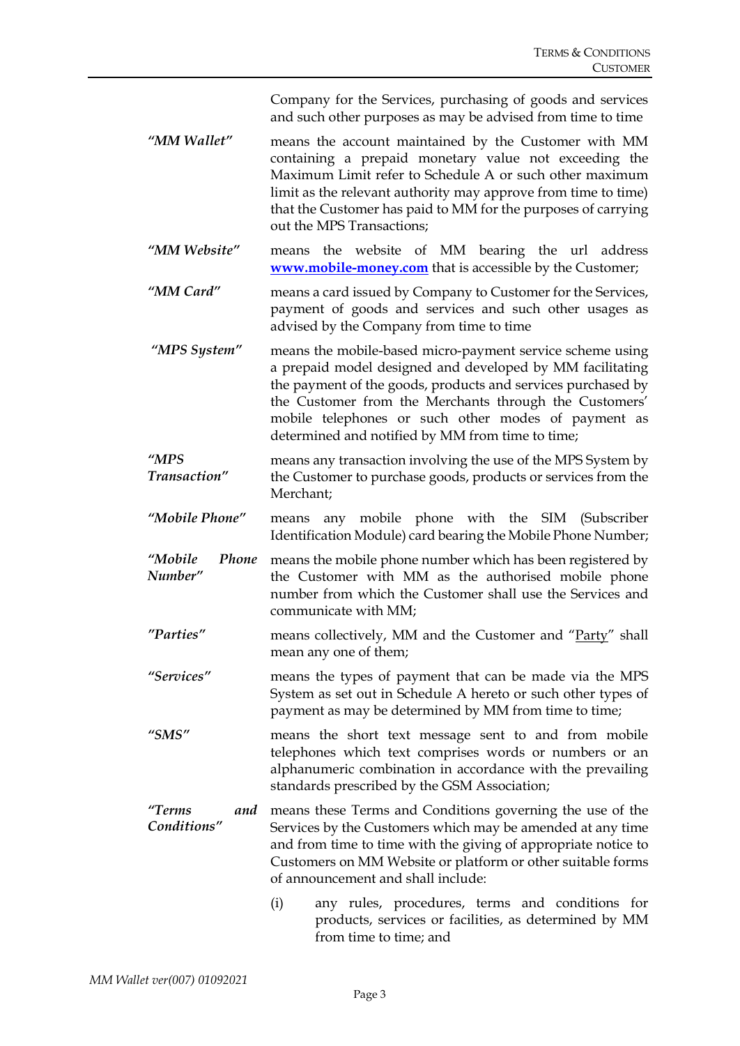Company for the Services, purchasing of goods and services and such other purposes as may be advised from time to time

| | |
|---|---|
| ***"MM Wallet"*** | means the account maintained by the Customer with MM containing a prepaid monetary value not exceeding the Maximum Limit refer to Schedule A or such other maximum limit as the relevant authority may approve from time to time) that the Customer has paid to MM for the purposes of carrying out the MPS Transactions; |
| ***"MM Website"*** | means the website of MM bearing the url address **[www.mobile-money.com](www.mobile-money.com)** that is accessible by the Customer; |
| ***"MM Card"*** | means a card issued by Company to Customer for the Services, payment of goods and services and such other usages as advised by the Company from time to time |
| ***"MPS System"*** | means the mobile-based micro-payment service scheme using a prepaid model designed and developed by MM facilitating the payment of the goods, products and services purchased by the Customer from the Merchants through the Customers' mobile telephones or such other modes of payment as determined and notified by MM from time to time; |
| ***"MPS Transaction"*** | means any transaction involving the use of the MPS System by the Customer to purchase goods, products or services from the Merchant; |
| ***"Mobile Phone"*** | means any mobile phone with the SIM (Subscriber Identification Module) card bearing the Mobile Phone Number; |
| ***"Mobile Phone Number"*** | means the mobile phone number which has been registered by the Customer with MM as the authorised mobile phone number from which the Customer shall use the Services and communicate with MM; |
| ***"Parties"*** | means collectively, MM and the Customer and "Party" shall mean any one of them; |
| ***"Services"*** | means the types of payment that can be made via the MPS System as set out in Schedule A hereto or such other types of payment as may be determined by MM from time to time; |
| ***"SMS"*** | means the short text message sent to and from mobile telephones which text comprises words or numbers or an alphanumeric combination in accordance with the prevailing standards prescribed by the GSM Association; |
| ***"Terms and Conditions"*** | means these Terms and Conditions governing the use of the Services by the Customers which may be amended at any time and from time to time with the giving of appropriate notice to Customers on MM Website or platform or other suitable forms of announcement and shall include: |

(i) any rules, procedures, terms and conditions for products, services or facilities, as determined by MM from time to time; and

MM Wallet ver(007) 01092021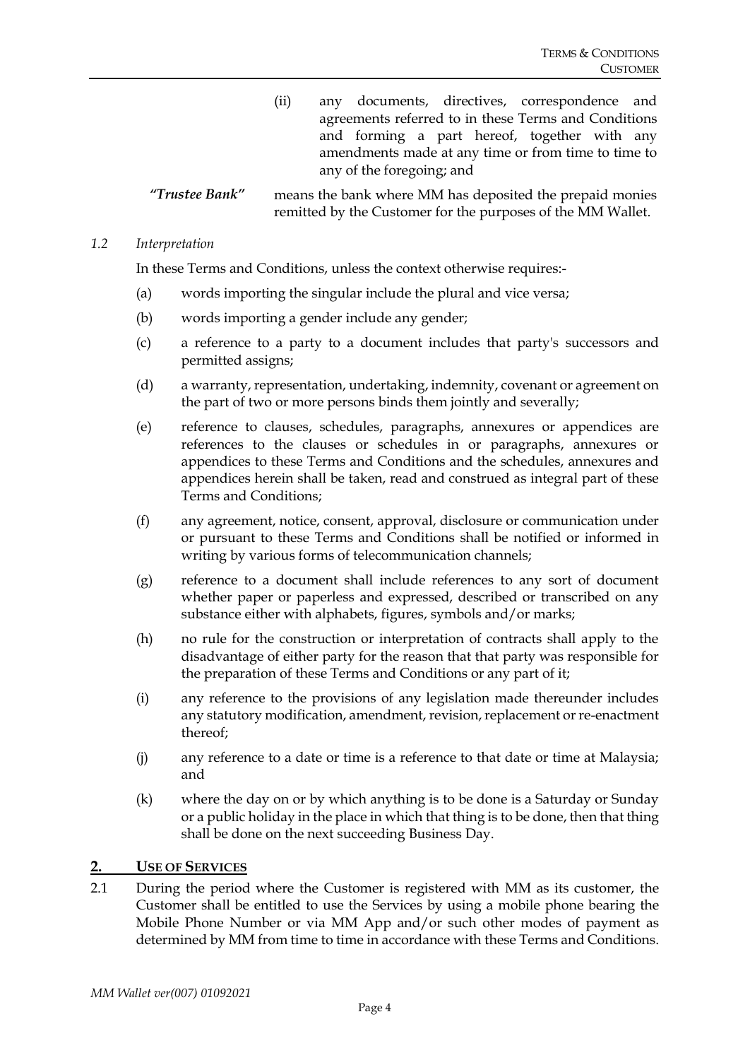(ii) any documents, directives, correspondence and agreements referred to in these Terms and Conditions and forming a part hereof, together with any amendments made at any time or from time to time to any of the foregoing; and

***"Trustee Bank"*** means the bank where MM has deposited the prepaid monies remitted by the Customer for the purposes of the MM Wallet.

*1.2 Interpretation*

In these Terms and Conditions, unless the context otherwise requires:-

(a) words importing the singular include the plural and vice versa;

(b) words importing a gender include any gender;

(c) a reference to a party to a document includes that party's successors and permitted assigns;

(d) a warranty, representation, undertaking, indemnity, covenant or agreement on the part of two or more persons binds them jointly and severally;

(e) reference to clauses, schedules, paragraphs, annexures or appendices are references to the clauses or schedules in or paragraphs, annexures or appendices to these Terms and Conditions and the schedules, annexures and appendices herein shall be taken, read and construed as integral part of these Terms and Conditions;

(f) any agreement, notice, consent, approval, disclosure or communication under or pursuant to these Terms and Conditions shall be notified or informed in writing by various forms of telecommunication channels;

(g) reference to a document shall include references to any sort of document whether paper or paperless and expressed, described or transcribed on any substance either with alphabets, figures, symbols and/or marks;

(h) no rule for the construction or interpretation of contracts shall apply to the disadvantage of either party for the reason that that party was responsible for the preparation of these Terms and Conditions or any part of it;

(i) any reference to the provisions of any legislation made thereunder includes any statutory modification, amendment, revision, replacement or re-enactment thereof;

(j) any reference to a date or time is a reference to that date or time at Malaysia; and

(k) where the day on or by which anything is to be done is a Saturday or Sunday or a public holiday in the place in which that thing is to be done, then that thing shall be done on the next succeeding Business Day.

## 2. <u>USE OF SERVICES</u>

2.1 During the period where the Customer is registered with MM as its customer, the Customer shall be entitled to use the Services by using a mobile phone bearing the Mobile Phone Number or via MM App and/or such other modes of payment as determined by MM from time to time in accordance with these Terms and Conditions.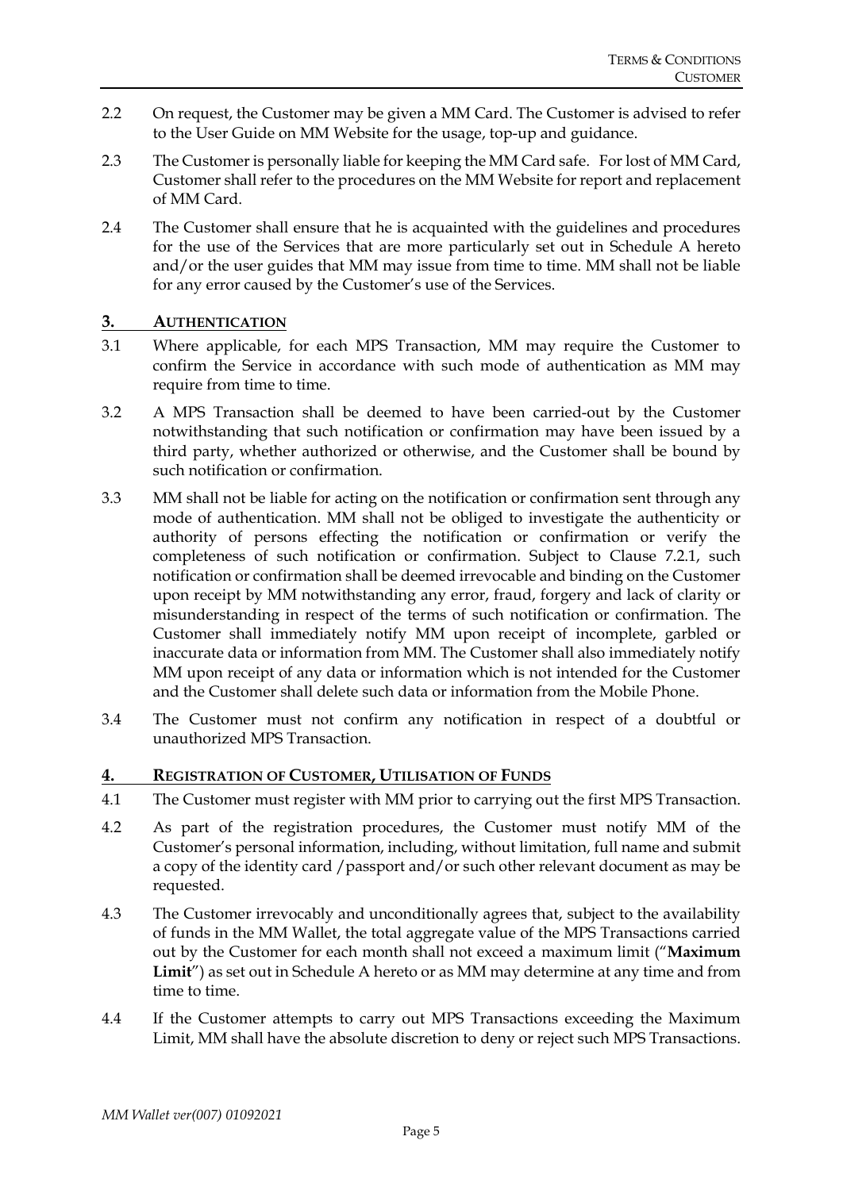2.2 On request, the Customer may be given a MM Card. The Customer is advised to refer to the User Guide on MM Website for the usage, top-up and guidance.

2.3 The Customer is personally liable for keeping the MM Card safe. For lost of MM Card, Customer shall refer to the procedures on the MM Website for report and replacement of MM Card.

2.4 The Customer shall ensure that he is acquainted with the guidelines and procedures for the use of the Services that are more particularly set out in Schedule A hereto and/or the user guides that MM may issue from time to time. MM shall not be liable for any error caused by the Customer's use of the Services.

## 3. AUTHENTICATION

3.1 Where applicable, for each MPS Transaction, MM may require the Customer to confirm the Service in accordance with such mode of authentication as MM may require from time to time.

3.2 A MPS Transaction shall be deemed to have been carried-out by the Customer notwithstanding that such notification or confirmation may have been issued by a third party, whether authorized or otherwise, and the Customer shall be bound by such notification or confirmation.

3.3 MM shall not be liable for acting on the notification or confirmation sent through any mode of authentication. MM shall not be obliged to investigate the authenticity or authority of persons effecting the notification or confirmation or verify the completeness of such notification or confirmation. Subject to Clause 7.2.1, such notification or confirmation shall be deemed irrevocable and binding on the Customer upon receipt by MM notwithstanding any error, fraud, forgery and lack of clarity or misunderstanding in respect of the terms of such notification or confirmation. The Customer shall immediately notify MM upon receipt of incomplete, garbled or inaccurate data or information from MM. The Customer shall also immediately notify MM upon receipt of any data or information which is not intended for the Customer and the Customer shall delete such data or information from the Mobile Phone.

3.4 The Customer must not confirm any notification in respect of a doubtful or unauthorized MPS Transaction.

## 4. REGISTRATION OF CUSTOMER, UTILISATION OF FUNDS

4.1 The Customer must register with MM prior to carrying out the first MPS Transaction.

4.2 As part of the registration procedures, the Customer must notify MM of the Customer's personal information, including, without limitation, full name and submit a copy of the identity card /passport and/or such other relevant document as may be requested.

4.3 The Customer irrevocably and unconditionally agrees that, subject to the availability of funds in the MM Wallet, the total aggregate value of the MPS Transactions carried out by the Customer for each month shall not exceed a maximum limit ("**Maximum Limit**") as set out in Schedule A hereto or as MM may determine at any time and from time to time.

4.4 If the Customer attempts to carry out MPS Transactions exceeding the Maximum Limit, MM shall have the absolute discretion to deny or reject such MPS Transactions.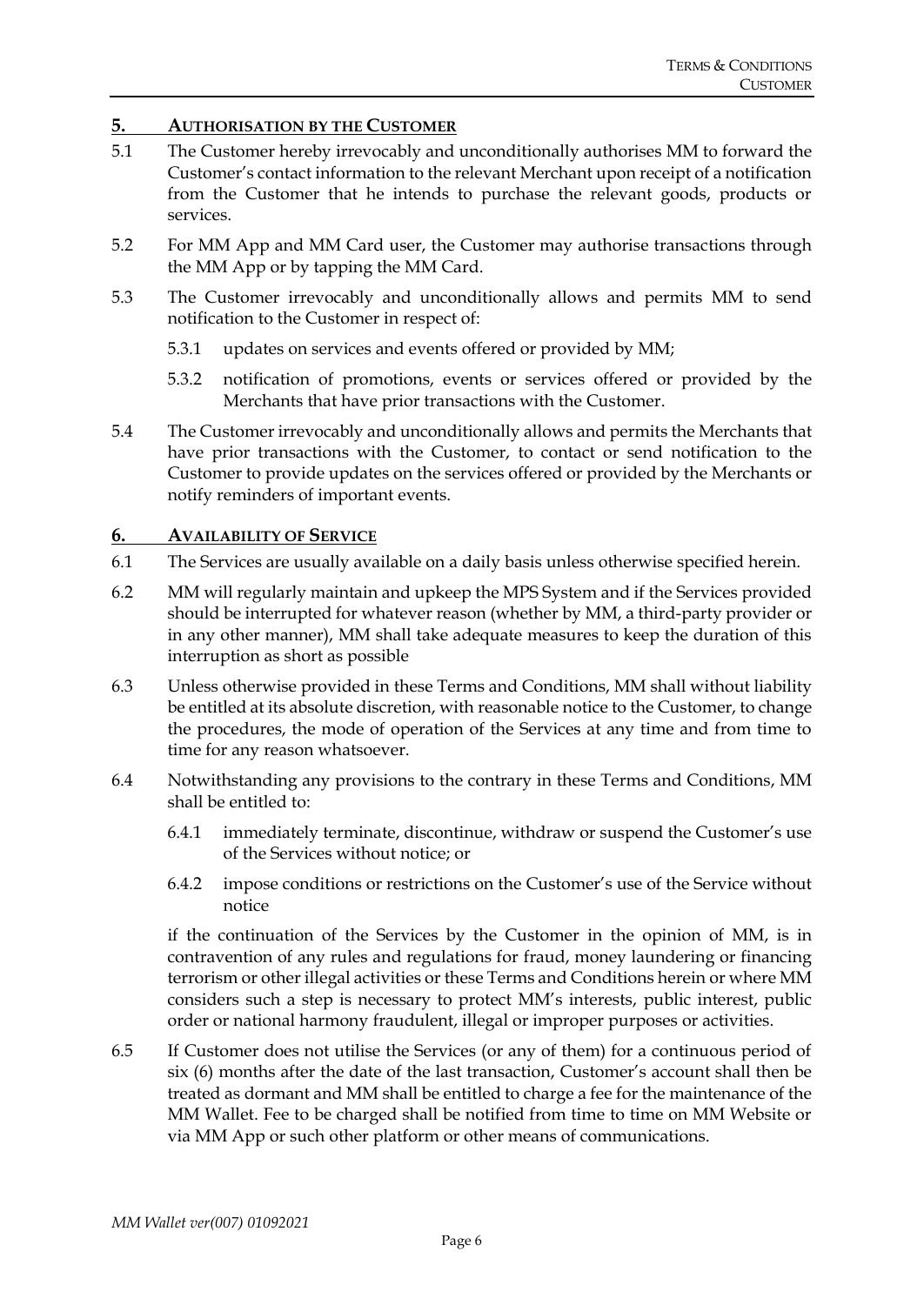## 5. AUTHORISATION BY THE CUSTOMER

5.1 The Customer hereby irrevocably and unconditionally authorises MM to forward the Customer's contact information to the relevant Merchant upon receipt of a notification from the Customer that he intends to purchase the relevant goods, products or services.

5.2 For MM App and MM Card user, the Customer may authorise transactions through the MM App or by tapping the MM Card.

5.3 The Customer irrevocably and unconditionally allows and permits MM to send notification to the Customer in respect of:

5.3.1 updates on services and events offered or provided by MM;

5.3.2 notification of promotions, events or services offered or provided by the Merchants that have prior transactions with the Customer.

5.4 The Customer irrevocably and unconditionally allows and permits the Merchants that have prior transactions with the Customer, to contact or send notification to the Customer to provide updates on the services offered or provided by the Merchants or notify reminders of important events.

## 6. AVAILABILITY OF SERVICE

6.1 The Services are usually available on a daily basis unless otherwise specified herein.

6.2 MM will regularly maintain and upkeep the MPS System and if the Services provided should be interrupted for whatever reason (whether by MM, a third-party provider or in any other manner), MM shall take adequate measures to keep the duration of this interruption as short as possible

6.3 Unless otherwise provided in these Terms and Conditions, MM shall without liability be entitled at its absolute discretion, with reasonable notice to the Customer, to change the procedures, the mode of operation of the Services at any time and from time to time for any reason whatsoever.

6.4 Notwithstanding any provisions to the contrary in these Terms and Conditions, MM shall be entitled to:

6.4.1 immediately terminate, discontinue, withdraw or suspend the Customer's use of the Services without notice; or

6.4.2 impose conditions or restrictions on the Customer's use of the Service without notice

if the continuation of the Services by the Customer in the opinion of MM, is in contravention of any rules and regulations for fraud, money laundering or financing terrorism or other illegal activities or these Terms and Conditions herein or where MM considers such a step is necessary to protect MM's interests, public interest, public order or national harmony fraudulent, illegal or improper purposes or activities.

6.5 If Customer does not utilise the Services (or any of them) for a continuous period of six (6) months after the date of the last transaction, Customer's account shall then be treated as dormant and MM shall be entitled to charge a fee for the maintenance of the MM Wallet. Fee to be charged shall be notified from time to time on MM Website or via MM App or such other platform or other means of communications.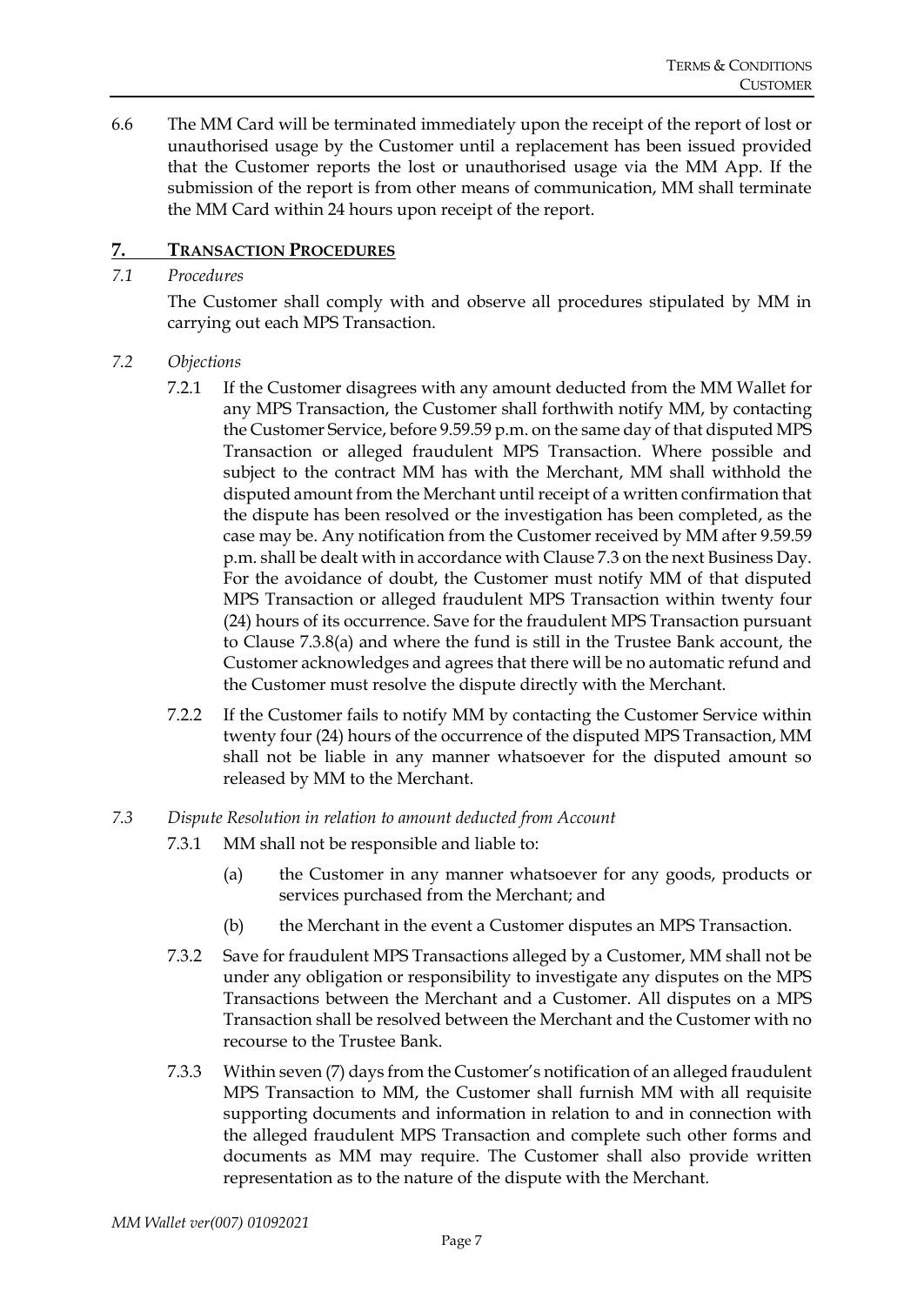6.6 The MM Card will be terminated immediately upon the receipt of the report of lost or unauthorised usage by the Customer until a replacement has been issued provided that the Customer reports the lost or unauthorised usage via the MM App. If the submission of the report is from other means of communication, MM shall terminate the MM Card within 24 hours upon receipt of the report.

## 7. TRANSACTION PROCEDURES

*7.1 Procedures*

The Customer shall comply with and observe all procedures stipulated by MM in carrying out each MPS Transaction.

*7.2 Objections*

7.2.1 If the Customer disagrees with any amount deducted from the MM Wallet for any MPS Transaction, the Customer shall forthwith notify MM, by contacting the Customer Service, before 9.59.59 p.m. on the same day of that disputed MPS Transaction or alleged fraudulent MPS Transaction. Where possible and subject to the contract MM has with the Merchant, MM shall withhold the disputed amount from the Merchant until receipt of a written confirmation that the dispute has been resolved or the investigation has been completed, as the case may be. Any notification from the Customer received by MM after 9.59.59 p.m. shall be dealt with in accordance with Clause 7.3 on the next Business Day. For the avoidance of doubt, the Customer must notify MM of that disputed MPS Transaction or alleged fraudulent MPS Transaction within twenty four (24) hours of its occurrence. Save for the fraudulent MPS Transaction pursuant to Clause 7.3.8(a) and where the fund is still in the Trustee Bank account, the Customer acknowledges and agrees that there will be no automatic refund and the Customer must resolve the dispute directly with the Merchant.

7.2.2 If the Customer fails to notify MM by contacting the Customer Service within twenty four (24) hours of the occurrence of the disputed MPS Transaction, MM shall not be liable in any manner whatsoever for the disputed amount so released by MM to the Merchant.

*7.3 Dispute Resolution in relation to amount deducted from Account*

7.3.1 MM shall not be responsible and liable to:

(a) the Customer in any manner whatsoever for any goods, products or services purchased from the Merchant; and

(b) the Merchant in the event a Customer disputes an MPS Transaction.

7.3.2 Save for fraudulent MPS Transactions alleged by a Customer, MM shall not be under any obligation or responsibility to investigate any disputes on the MPS Transactions between the Merchant and a Customer. All disputes on a MPS Transaction shall be resolved between the Merchant and the Customer with no recourse to the Trustee Bank.

7.3.3 Within seven (7) days from the Customer's notification of an alleged fraudulent MPS Transaction to MM, the Customer shall furnish MM with all requisite supporting documents and information in relation to and in connection with the alleged fraudulent MPS Transaction and complete such other forms and documents as MM may require. The Customer shall also provide written representation as to the nature of the dispute with the Merchant.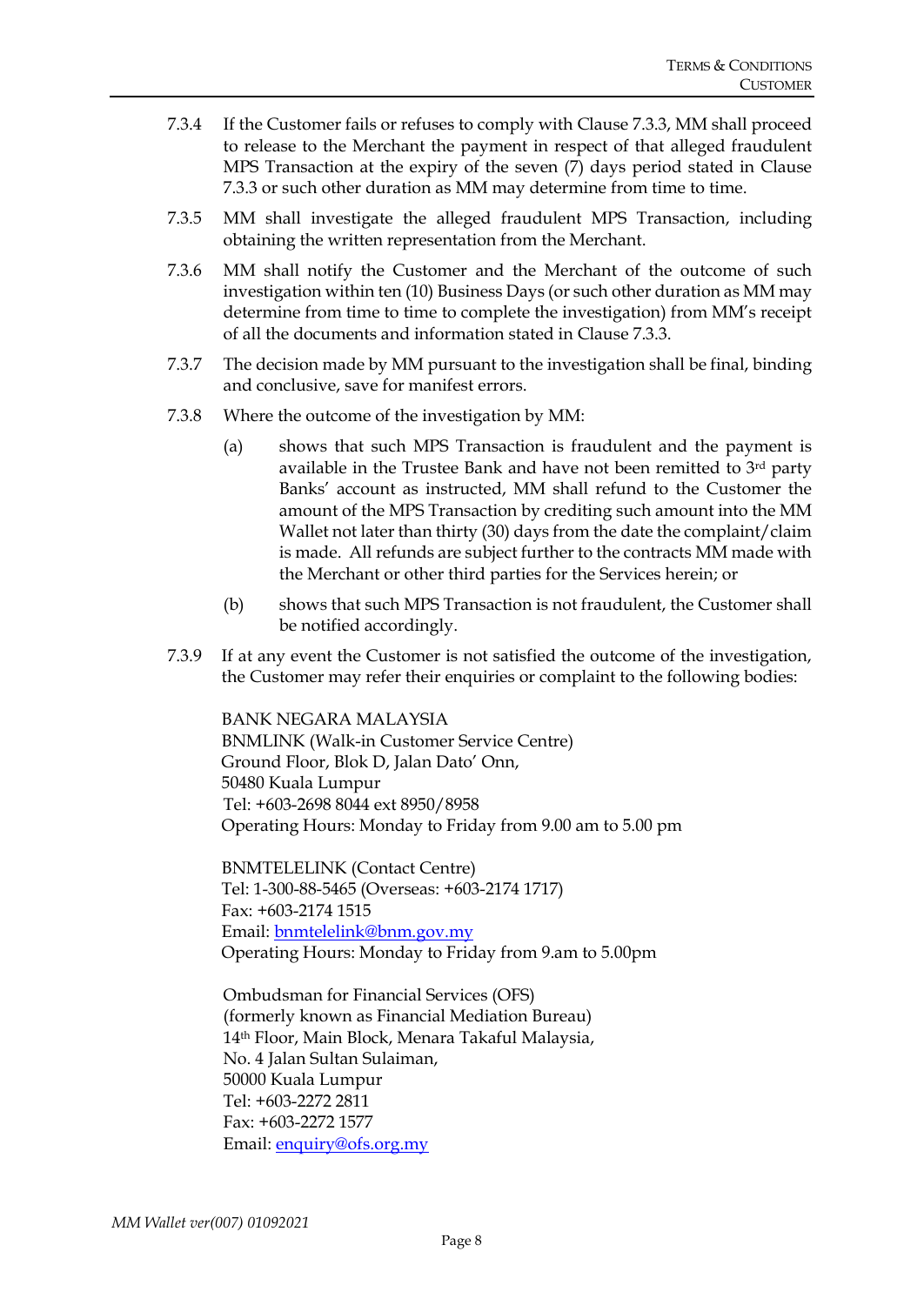7.3.4 If the Customer fails or refuses to comply with Clause 7.3.3, MM shall proceed to release to the Merchant the payment in respect of that alleged fraudulent MPS Transaction at the expiry of the seven (7) days period stated in Clause 7.3.3 or such other duration as MM may determine from time to time.

7.3.5 MM shall investigate the alleged fraudulent MPS Transaction, including obtaining the written representation from the Merchant.

7.3.6 MM shall notify the Customer and the Merchant of the outcome of such investigation within ten (10) Business Days (or such other duration as MM may determine from time to time to complete the investigation) from MM's receipt of all the documents and information stated in Clause 7.3.3.

7.3.7 The decision made by MM pursuant to the investigation shall be final, binding and conclusive, save for manifest errors.

7.3.8 Where the outcome of the investigation by MM:

(a) shows that such MPS Transaction is fraudulent and the payment is available in the Trustee Bank and have not been remitted to 3rd party Banks' account as instructed, MM shall refund to the Customer the amount of the MPS Transaction by crediting such amount into the MM Wallet not later than thirty (30) days from the date the complaint/claim is made. All refunds are subject further to the contracts MM made with the Merchant or other third parties for the Services herein; or

(b) shows that such MPS Transaction is not fraudulent, the Customer shall be notified accordingly.

7.3.9 If at any event the Customer is not satisfied the outcome of the investigation, the Customer may refer their enquiries or complaint to the following bodies:

BANK NEGARA MALAYSIA
BNMLINK (Walk-in Customer Service Centre)
Ground Floor, Blok D, Jalan Dato' Onn,
50480 Kuala Lumpur
Tel: +603-2698 8044 ext 8950/8958
Operating Hours: Monday to Friday from 9.00 am to 5.00 pm

BNMTELELINK (Contact Centre)
Tel: 1-300-88-5465 (Overseas: +603-2174 1717)
Fax: +603-2174 1515
Email: bnmtelelink@bnm.gov.my
Operating Hours: Monday to Friday from 9.am to 5.00pm

Ombudsman for Financial Services (OFS)
(formerly known as Financial Mediation Bureau)
14th Floor, Main Block, Menara Takaful Malaysia,
No. 4 Jalan Sultan Sulaiman,
50000 Kuala Lumpur
Tel: +603-2272 2811
Fax: +603-2272 1577
Email: enquiry@ofs.org.my

*MM Wallet ver(007) 01092021*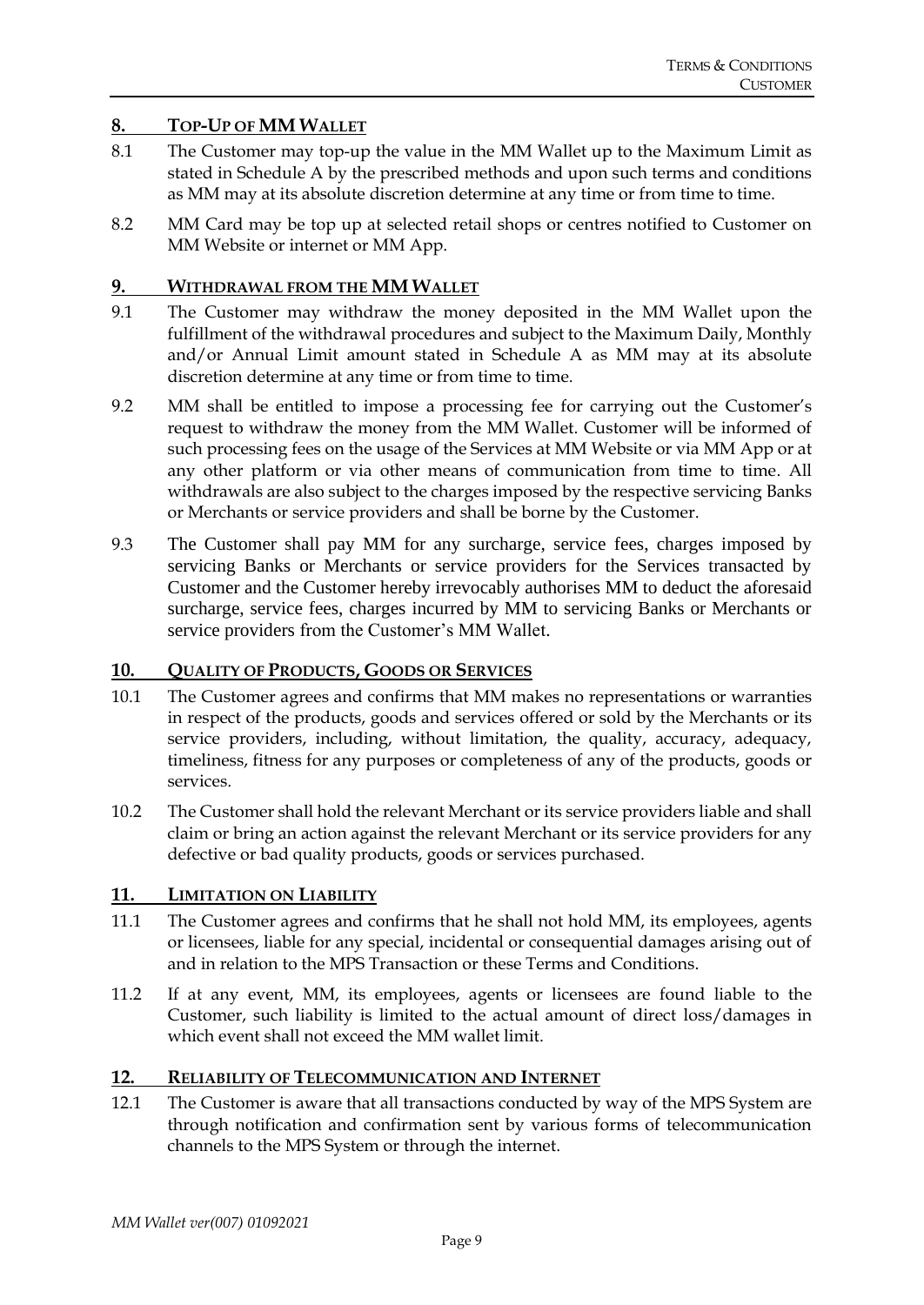## 8. TOP-UP OF MM WALLET

8.1 The Customer may top-up the value in the MM Wallet up to the Maximum Limit as stated in Schedule A by the prescribed methods and upon such terms and conditions as MM may at its absolute discretion determine at any time or from time to time.

8.2 MM Card may be top up at selected retail shops or centres notified to Customer on MM Website or internet or MM App.

## 9. WITHDRAWAL FROM THE MM WALLET

9.1 The Customer may withdraw the money deposited in the MM Wallet upon the fulfillment of the withdrawal procedures and subject to the Maximum Daily, Monthly and/or Annual Limit amount stated in Schedule A as MM may at its absolute discretion determine at any time or from time to time.

9.2 MM shall be entitled to impose a processing fee for carrying out the Customer's request to withdraw the money from the MM Wallet. Customer will be informed of such processing fees on the usage of the Services at MM Website or via MM App or at any other platform or via other means of communication from time to time. All withdrawals are also subject to the charges imposed by the respective servicing Banks or Merchants or service providers and shall be borne by the Customer.

9.3 The Customer shall pay MM for any surcharge, service fees, charges imposed by servicing Banks or Merchants or service providers for the Services transacted by Customer and the Customer hereby irrevocably authorises MM to deduct the aforesaid surcharge, service fees, charges incurred by MM to servicing Banks or Merchants or service providers from the Customer's MM Wallet.

## 10. QUALITY OF PRODUCTS, GOODS OR SERVICES

10.1 The Customer agrees and confirms that MM makes no representations or warranties in respect of the products, goods and services offered or sold by the Merchants or its service providers, including, without limitation, the quality, accuracy, adequacy, timeliness, fitness for any purposes or completeness of any of the products, goods or services.

10.2 The Customer shall hold the relevant Merchant or its service providers liable and shall claim or bring an action against the relevant Merchant or its service providers for any defective or bad quality products, goods or services purchased.

## 11. LIMITATION ON LIABILITY

11.1 The Customer agrees and confirms that he shall not hold MM, its employees, agents or licensees, liable for any special, incidental or consequential damages arising out of and in relation to the MPS Transaction or these Terms and Conditions.

11.2 If at any event, MM, its employees, agents or licensees are found liable to the Customer, such liability is limited to the actual amount of direct loss/damages in which event shall not exceed the MM wallet limit.

## 12. RELIABILITY OF TELECOMMUNICATION AND INTERNET

12.1 The Customer is aware that all transactions conducted by way of the MPS System are through notification and confirmation sent by various forms of telecommunication channels to the MPS System or through the internet.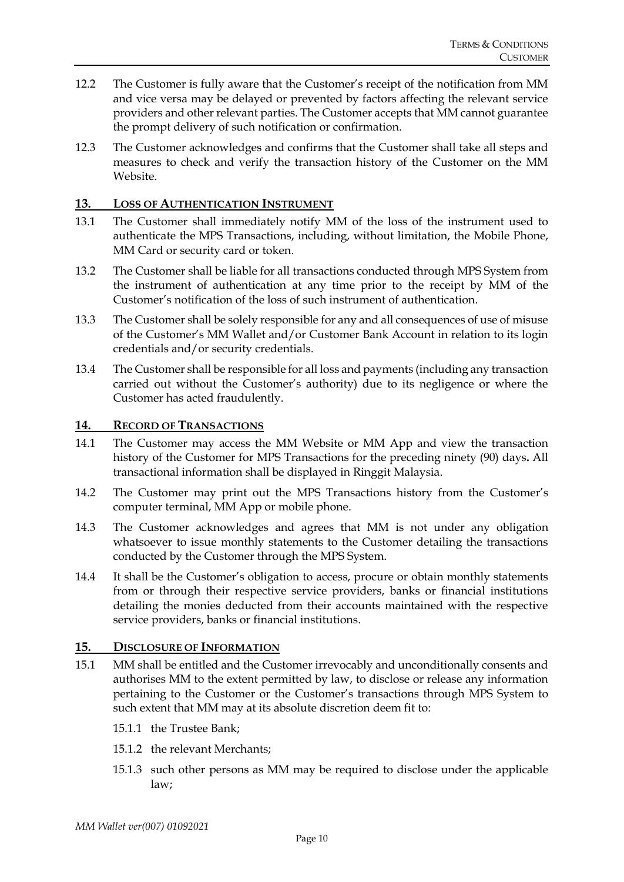12.2 The Customer is fully aware that the Customer's receipt of the notification from MM and vice versa may be delayed or prevented by factors affecting the relevant service providers and other relevant parties. The Customer accepts that MM cannot guarantee the prompt delivery of such notification or confirmation.

12.3 The Customer acknowledges and confirms that the Customer shall take all steps and measures to check and verify the transaction history of the Customer on the MM Website.

## 13. LOSS OF AUTHENTICATION INSTRUMENT

13.1 The Customer shall immediately notify MM of the loss of the instrument used to authenticate the MPS Transactions, including, without limitation, the Mobile Phone, MM Card or security card or token.

13.2 The Customer shall be liable for all transactions conducted through MPS System from the instrument of authentication at any time prior to the receipt by MM of the Customer's notification of the loss of such instrument of authentication.

13.3 The Customer shall be solely responsible for any and all consequences of use of misuse of the Customer's MM Wallet and/or Customer Bank Account in relation to its login credentials and/or security credentials.

13.4 The Customer shall be responsible for all loss and payments (including any transaction carried out without the Customer's authority) due to its negligence or where the Customer has acted fraudulently.

## 14. RECORD OF TRANSACTIONS

14.1 The Customer may access the MM Website or MM App and view the transaction history of the Customer for MPS Transactions for the preceding ninety (90) days**.** All transactional information shall be displayed in Ringgit Malaysia.

14.2 The Customer may print out the MPS Transactions history from the Customer's computer terminal, MM App or mobile phone.

14.3 The Customer acknowledges and agrees that MM is not under any obligation whatsoever to issue monthly statements to the Customer detailing the transactions conducted by the Customer through the MPS System.

14.4 It shall be the Customer's obligation to access, procure or obtain monthly statements from or through their respective service providers, banks or financial institutions detailing the monies deducted from their accounts maintained with the respective service providers, banks or financial institutions.

## 15. DISCLOSURE OF INFORMATION

15.1 MM shall be entitled and the Customer irrevocably and unconditionally consents and authorises MM to the extent permitted by law, to disclose or release any information pertaining to the Customer or the Customer's transactions through MPS System to such extent that MM may at its absolute discretion deem fit to:

15.1.1 the Trustee Bank;

15.1.2 the relevant Merchants;

15.1.3 such other persons as MM may be required to disclose under the applicable law;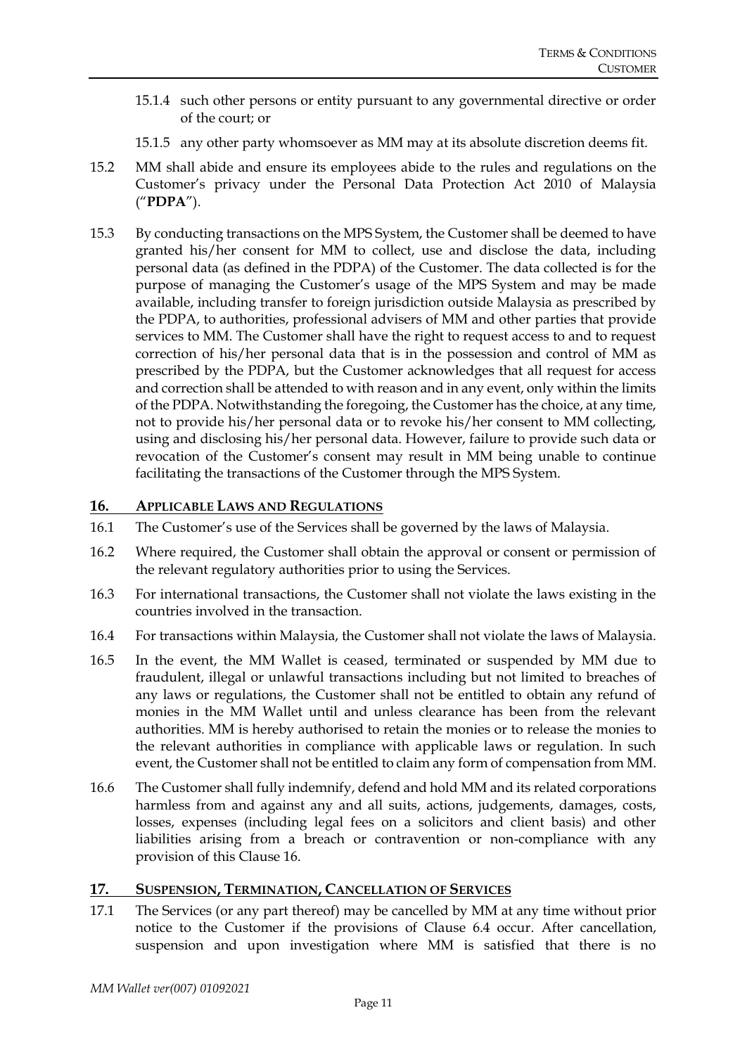15.1.4 such other persons or entity pursuant to any governmental directive or order of the court; or

15.1.5 any other party whomsoever as MM may at its absolute discretion deems fit.

15.2 MM shall abide and ensure its employees abide to the rules and regulations on the Customer's privacy under the Personal Data Protection Act 2010 of Malaysia ("**PDPA**").

15.3 By conducting transactions on the MPS System, the Customer shall be deemed to have granted his/her consent for MM to collect, use and disclose the data, including personal data (as defined in the PDPA) of the Customer. The data collected is for the purpose of managing the Customer's usage of the MPS System and may be made available, including transfer to foreign jurisdiction outside Malaysia as prescribed by the PDPA, to authorities, professional advisers of MM and other parties that provide services to MM. The Customer shall have the right to request access to and to request correction of his/her personal data that is in the possession and control of MM as prescribed by the PDPA, but the Customer acknowledges that all request for access and correction shall be attended to with reason and in any event, only within the limits of the PDPA. Notwithstanding the foregoing, the Customer has the choice, at any time, not to provide his/her personal data or to revoke his/her consent to MM collecting, using and disclosing his/her personal data. However, failure to provide such data or revocation of the Customer's consent may result in MM being unable to continue facilitating the transactions of the Customer through the MPS System.

## 16. APPLICABLE LAWS AND REGULATIONS

16.1 The Customer's use of the Services shall be governed by the laws of Malaysia.

16.2 Where required, the Customer shall obtain the approval or consent or permission of the relevant regulatory authorities prior to using the Services.

16.3 For international transactions, the Customer shall not violate the laws existing in the countries involved in the transaction.

16.4 For transactions within Malaysia, the Customer shall not violate the laws of Malaysia.

16.5 In the event, the MM Wallet is ceased, terminated or suspended by MM due to fraudulent, illegal or unlawful transactions including but not limited to breaches of any laws or regulations, the Customer shall not be entitled to obtain any refund of monies in the MM Wallet until and unless clearance has been from the relevant authorities. MM is hereby authorised to retain the monies or to release the monies to the relevant authorities in compliance with applicable laws or regulation. In such event, the Customer shall not be entitled to claim any form of compensation from MM.

16.6 The Customer shall fully indemnify, defend and hold MM and its related corporations harmless from and against any and all suits, actions, judgements, damages, costs, losses, expenses (including legal fees on a solicitors and client basis) and other liabilities arising from a breach or contravention or non-compliance with any provision of this Clause 16.

## 17. SUSPENSION, TERMINATION, CANCELLATION OF SERVICES

17.1 The Services (or any part thereof) may be cancelled by MM at any time without prior notice to the Customer if the provisions of Clause 6.4 occur. After cancellation, suspension and upon investigation where MM is satisfied that there is no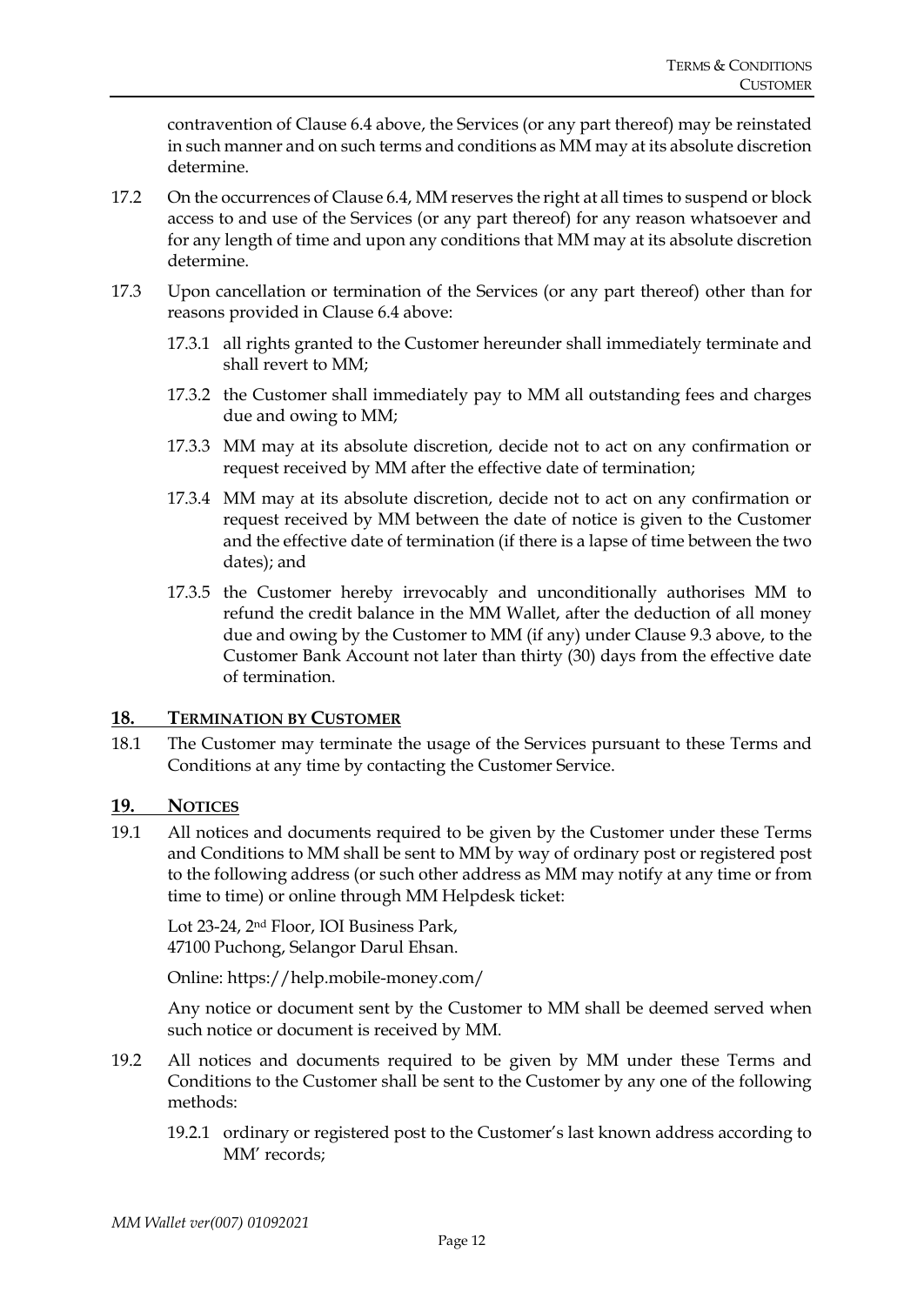contravention of Clause 6.4 above, the Services (or any part thereof) may be reinstated in such manner and on such terms and conditions as MM may at its absolute discretion determine.

17.2 On the occurrences of Clause 6.4, MM reserves the right at all times to suspend or block access to and use of the Services (or any part thereof) for any reason whatsoever and for any length of time and upon any conditions that MM may at its absolute discretion determine.

17.3 Upon cancellation or termination of the Services (or any part thereof) other than for reasons provided in Clause 6.4 above:

17.3.1 all rights granted to the Customer hereunder shall immediately terminate and shall revert to MM;

17.3.2 the Customer shall immediately pay to MM all outstanding fees and charges due and owing to MM;

17.3.3 MM may at its absolute discretion, decide not to act on any confirmation or request received by MM after the effective date of termination;

17.3.4 MM may at its absolute discretion, decide not to act on any confirmation or request received by MM between the date of notice is given to the Customer and the effective date of termination (if there is a lapse of time between the two dates); and

17.3.5 the Customer hereby irrevocably and unconditionally authorises MM to refund the credit balance in the MM Wallet, after the deduction of all money due and owing by the Customer to MM (if any) under Clause 9.3 above, to the Customer Bank Account not later than thirty (30) days from the effective date of termination.

## 18. TERMINATION BY CUSTOMER

18.1 The Customer may terminate the usage of the Services pursuant to these Terms and Conditions at any time by contacting the Customer Service.

## 19. NOTICES

19.1 All notices and documents required to be given by the Customer under these Terms and Conditions to MM shall be sent to MM by way of ordinary post or registered post to the following address (or such other address as MM may notify at any time or from time to time) or online through MM Helpdesk ticket:

Lot 23-24, 2nd Floor, IOI Business Park,
47100 Puchong, Selangor Darul Ehsan.

Online: https://help.mobile-money.com/

Any notice or document sent by the Customer to MM shall be deemed served when such notice or document is received by MM.

19.2 All notices and documents required to be given by MM under these Terms and Conditions to the Customer shall be sent to the Customer by any one of the following methods:

19.2.1 ordinary or registered post to the Customer's last known address according to MM' records;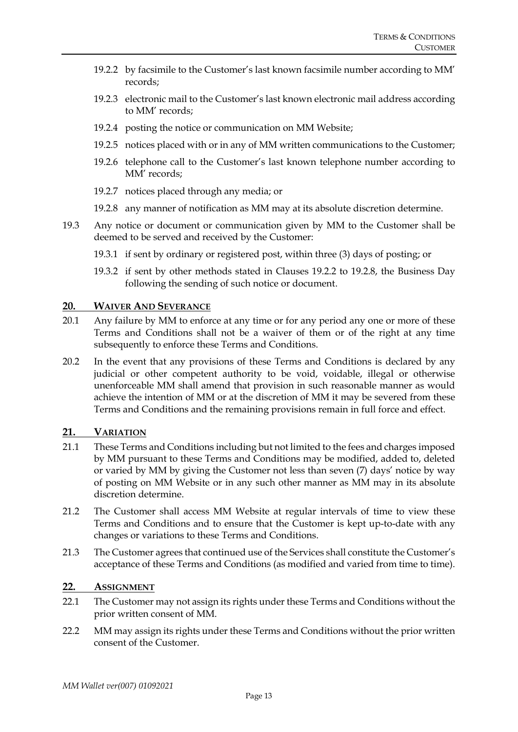19.2.2 by facsimile to the Customer's last known facsimile number according to MM' records;

19.2.3 electronic mail to the Customer's last known electronic mail address according to MM' records;

19.2.4 posting the notice or communication on MM Website;

19.2.5 notices placed with or in any of MM written communications to the Customer;

19.2.6 telephone call to the Customer's last known telephone number according to MM' records;

19.2.7 notices placed through any media; or

19.2.8 any manner of notification as MM may at its absolute discretion determine.

19.3 Any notice or document or communication given by MM to the Customer shall be deemed to be served and received by the Customer:

19.3.1 if sent by ordinary or registered post, within three (3) days of posting; or

19.3.2 if sent by other methods stated in Clauses 19.2.2 to 19.2.8, the Business Day following the sending of such notice or document.

## 20. WAIVER AND SEVERANCE

20.1 Any failure by MM to enforce at any time or for any period any one or more of these Terms and Conditions shall not be a waiver of them or of the right at any time subsequently to enforce these Terms and Conditions.

20.2 In the event that any provisions of these Terms and Conditions is declared by any judicial or other competent authority to be void, voidable, illegal or otherwise unenforceable MM shall amend that provision in such reasonable manner as would achieve the intention of MM or at the discretion of MM it may be severed from these Terms and Conditions and the remaining provisions remain in full force and effect.

## 21. VARIATION

21.1 These Terms and Conditions including but not limited to the fees and charges imposed by MM pursuant to these Terms and Conditions may be modified, added to, deleted or varied by MM by giving the Customer not less than seven (7) days' notice by way of posting on MM Website or in any such other manner as MM may in its absolute discretion determine.

21.2 The Customer shall access MM Website at regular intervals of time to view these Terms and Conditions and to ensure that the Customer is kept up-to-date with any changes or variations to these Terms and Conditions.

21.3 The Customer agrees that continued use of the Services shall constitute the Customer's acceptance of these Terms and Conditions (as modified and varied from time to time).

## 22. ASSIGNMENT

22.1 The Customer may not assign its rights under these Terms and Conditions without the prior written consent of MM.

22.2 MM may assign its rights under these Terms and Conditions without the prior written consent of the Customer.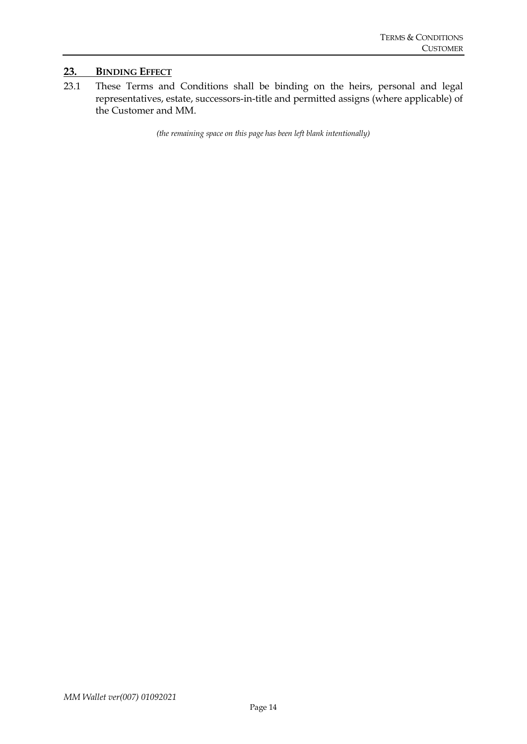## 23. BINDING EFFECT

23.1 These Terms and Conditions shall be binding on the heirs, personal and legal representatives, estate, successors-in-title and permitted assigns (where applicable) of the Customer and MM.

*(the remaining space on this page has been left blank intentionally)*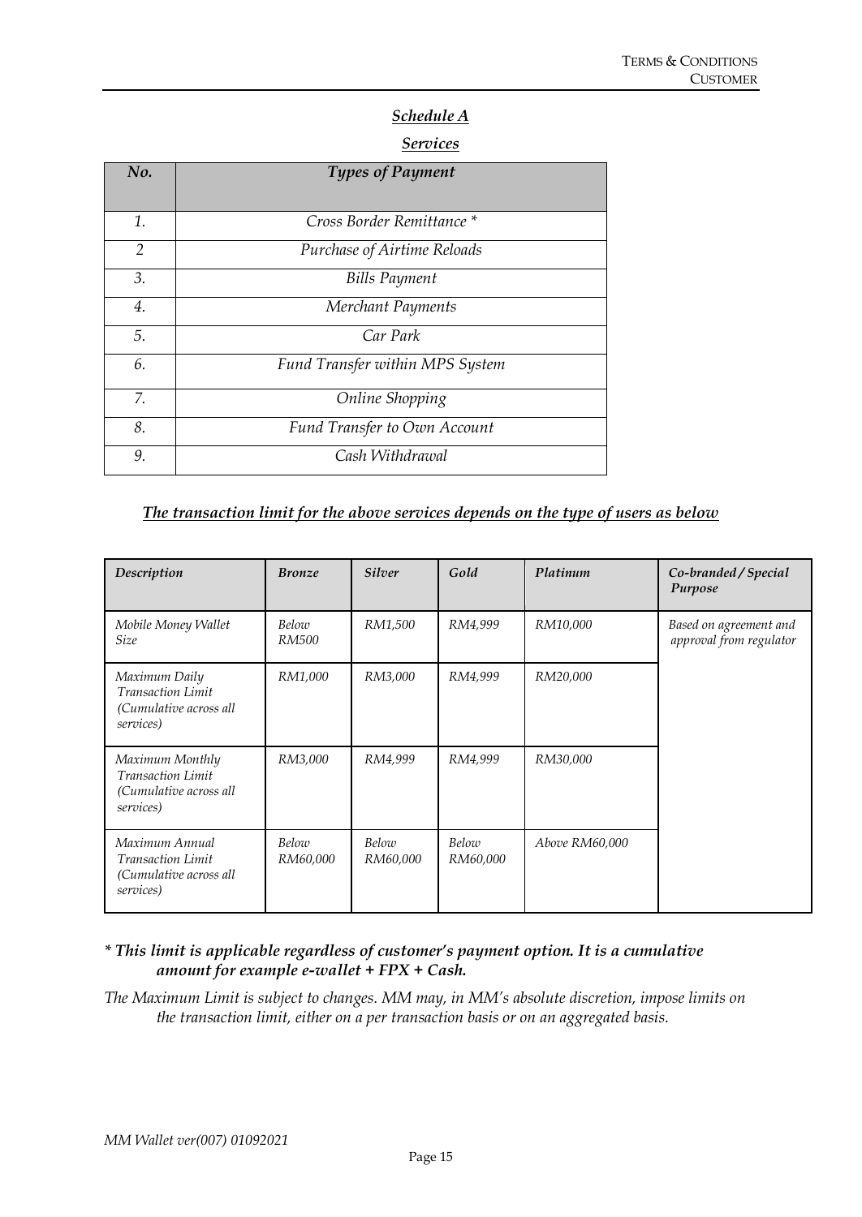## *Schedule A*

### *Services*

| *No.* | *Types of Payment* |
|---|---|
| *1.* | *Cross Border Remittance \** |
| *2* | *Purchase of Airtime Reloads* |
| *3.* | *Bills Payment* |
| *4.* | *Merchant Payments* |
| *5.* | *Car Park* |
| *6.* | *Fund Transfer within MPS System* |
| *7.* | *Online Shopping* |
| *8.* | *Fund Transfer to Own Account* |
| *9.* | *Cash Withdrawal* |

***The transaction limit for the above services depends on the type of users as below***

| *Description* | *Bronze* | *Silver* | *Gold* | *Platinum* | *Co-branded / Special Purpose* |
|---|---|---|---|---|---|
| *Mobile Money Wallet Size* | *Below RM500* | *RM1,500* | *RM4,999* | *RM10,000* | *Based on agreement and approval from regulator* |
| *Maximum Daily Transaction Limit (Cumulative across all services)* | *RM1,000* | *RM3,000* | *RM4,999* | *RM20,000* | |
| *Maximum Monthly Transaction Limit (Cumulative across all services)* | *RM3,000* | *RM4,999* | *RM4,999* | *RM30,000* | |
| *Maximum Annual Transaction Limit (Cumulative across all services)* | *Below RM60,000* | *Below RM60,000* | *Below RM60,000* | *Above RM60,000* | |

***\* This limit is applicable regardless of customer's payment option. It is a cumulative amount for example e-wallet + FPX + Cash.***

*The Maximum Limit is subject to changes. MM may, in MM's absolute discretion, impose limits on the transaction limit, either on a per transaction basis or on an aggregated basis.*

*MM Wallet ver(007) 01092021*